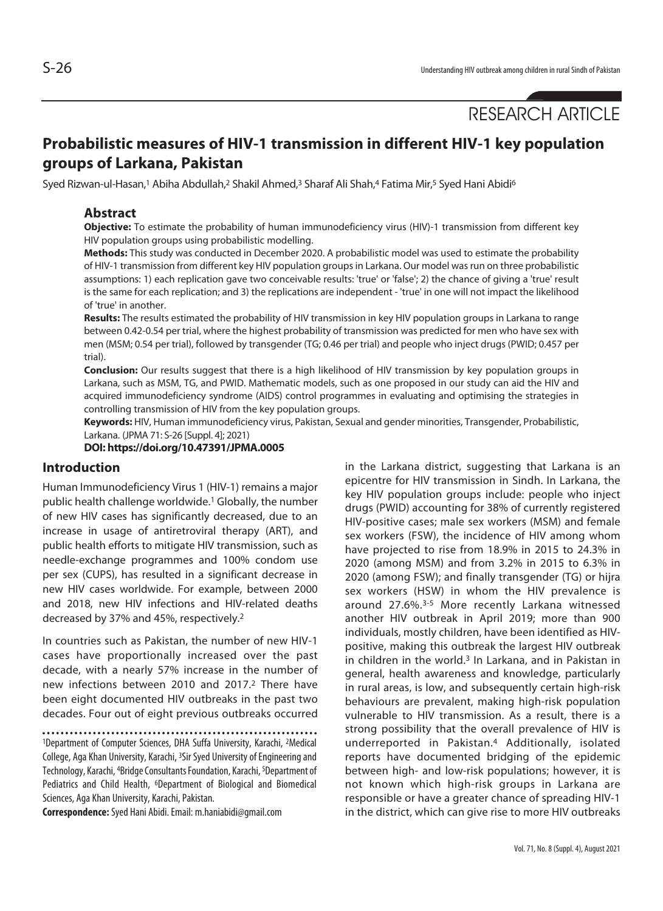RESEARCH ARTICLE

# Probabilistic measures of HIV-1 transmission in different HIV-1 key population groups of Larkana, Pakistan

Syed Rizwan-ul-Hasan,[1] Abiha Abdullah,[2] Shakil Ahmed,[3] Sharaf Ali Shah,[4] Fatima Mir,[5] Syed Hani Abidi[6]

## Abstract

**Objective:** To estimate the probability of human immunodeficiency virus (HIV)-1 transmission from different key HIV population groups using probabilistic modelling.

**Methods:** This study was conducted in December 2020. A probabilistic model was used to estimate the probability of HIV-1 transmission from different key HIV population groups in Larkana. Our model was run on three probabilistic assumptions: 1) each replication gave two conceivable results: 'true' or 'false'; 2) the chance of giving a 'true' result is the same for each replication; and 3) the replications are independent - 'true' in one will not impact the likelihood of 'true' in another.

**Results:** The results estimated the probability of HIV transmission in key HIV population groups in Larkana to range between 0.42-0.54 per trial, where the highest probability of transmission was predicted for men who have sex with men (MSM; 0.54 per trial), followed by transgender (TG; 0.46 per trial) and people who inject drugs (PWID; 0.457 per trial).

**Conclusion:** Our results suggest that there is a high likelihood of HIV transmission by key population groups in Larkana, such as MSM, TG, and PWID. Mathematic models, such as one proposed in our study can aid the HIV and acquired immunodeficiency syndrome (AIDS) control programmes in evaluating and optimising the strategies in controlling transmission of HIV from the key population groups.

**Keywords:** HIV, Human immunodeficiency virus, Pakistan, Sexual and gender minorities, Transgender, Probabilistic, Larkana. (JPMA 71: S-26 [Suppl. 4]; 2021)

**DOI: https://doi.org/10.47391/JPMA.0005**

## Introduction

Human Immunodeficiency Virus 1 (HIV-1) remains a major public health challenge worldwide.[1] Globally, the number of new HIV cases has significantly decreased, due to an increase in usage of antiretroviral therapy (ART), and public health efforts to mitigate HIV transmission, such as needle-exchange programmes and 100% condom use per sex (CUPS), has resulted in a significant decrease in new HIV cases worldwide. For example, between 2000 and 2018, new HIV infections and HIV-related deaths decreased by 37% and 45%, respectively.[2]

In countries such as Pakistan, the number of new HIV-1 cases have proportionally increased over the past decade, with a nearly 57% increase in the number of new infections between 2010 and 2017.[2] There have been eight documented HIV outbreaks in the past two decades. Four out of eight previous outbreaks occurred in the Larkana district, suggesting that Larkana is an epicentre for HIV transmission in Sindh. In Larkana, the key HIV population groups include: people who inject drugs (PWID) accounting for 38% of currently registered HIV-positive cases; male sex workers (MSM) and female sex workers (FSW), the incidence of HIV among whom have projected to rise from 18.9% in 2015 to 24.3% in 2020 (among MSM) and from 3.2% in 2015 to 6.3% in 2020 (among FSW); and finally transgender (TG) or hijra sex workers (HSW) in whom the HIV prevalence is around 27.6%.[3-5] More recently Larkana witnessed another HIV outbreak in April 2019; more than 900 individuals, mostly children, have been identified as HIV-positive, making this outbreak the largest HIV outbreak in children in the world.[3] In Larkana, and in Pakistan in general, health awareness and knowledge, particularly in rural areas, is low, and subsequently certain high-risk behaviours are prevalent, making high-risk population vulnerable to HIV transmission. As a result, there is a strong possibility that the overall prevalence of HIV is underreported in Pakistan.[4] Additionally, isolated reports have documented bridging of the epidemic between high- and low-risk populations; however, it is not known which high-risk groups in Larkana are responsible or have a greater chance of spreading HIV-1 in the district, which can give rise to more HIV outbreaks

[1]Department of Computer Sciences, DHA Suffa University, Karachi, [2]Medical College, Aga Khan University, Karachi, [3]Sir Syed University of Engineering and Technology, Karachi, [4]Bridge Consultants Foundation, Karachi, [5]Department of Pediatrics and Child Health, [6]Department of Biological and Biomedical Sciences, Aga Khan University, Karachi, Pakistan.

**Correspondence:** Syed Hani Abidi. Email: m.haniabidi@gmail.com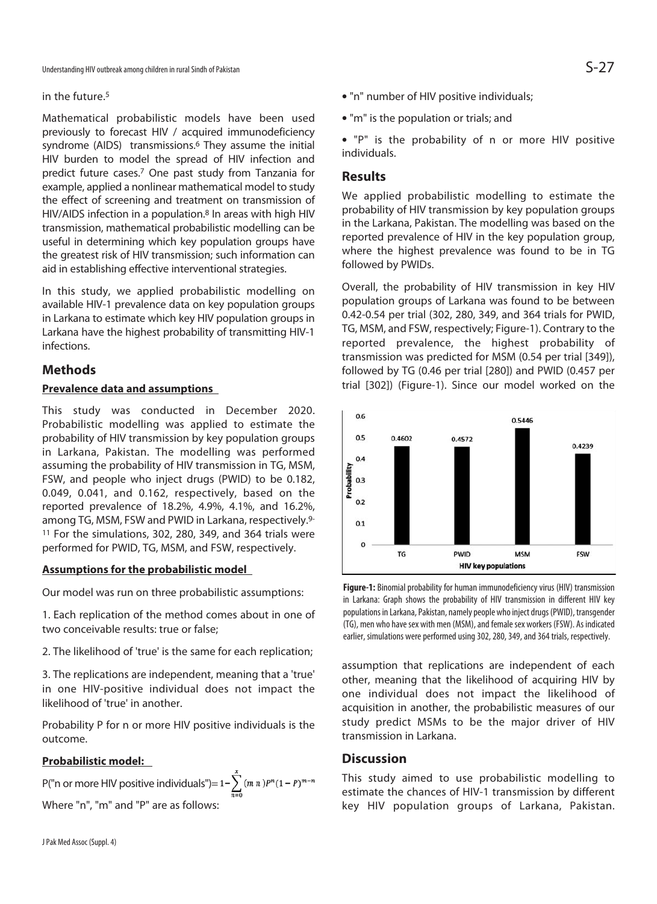in the future.[5]

Mathematical probabilistic models have been used previously to forecast HIV / acquired immunodeficiency syndrome (AIDS) transmissions.[6] They assume the initial HIV burden to model the spread of HIV infection and predict future cases.[7] One past study from Tanzania for example, applied a nonlinear mathematical model to study the effect of screening and treatment on transmission of HIV/AIDS infection in a population.[8] In areas with high HIV transmission, mathematical probabilistic modelling can be useful in determining which key population groups have the greatest risk of HIV transmission; such information can aid in establishing effective interventional strategies.

In this study, we applied probabilistic modelling on available HIV-1 prevalence data on key population groups in Larkana to estimate which key HIV population groups in Larkana have the highest probability of transmitting HIV-1 infections.

## Methods

### Prevalence data and assumptions

This study was conducted in December 2020. Probabilistic modelling was applied to estimate the probability of HIV transmission by key population groups in Larkana, Pakistan. The modelling was performed assuming the probability of HIV transmission in TG, MSM, FSW, and people who inject drugs (PWID) to be 0.182, 0.049, 0.041, and 0.162, respectively, based on the reported prevalence of 18.2%, 4.9%, 4.1%, and 16.2%, among TG, MSM, FSW and PWID in Larkana, respectively.[9-11] For the simulations, 302, 280, 349, and 364 trials were performed for PWID, TG, MSM, and FSW, respectively.

### Assumptions for the probabilistic model

Our model was run on three probabilistic assumptions:

1. Each replication of the method comes about in one of two conceivable results: true or false;

2. The likelihood of 'true' is the same for each replication;

3. The replications are independent, meaning that a 'true' in one HIV-positive individual does not impact the likelihood of 'true' in another.

Probability P for n or more HIV positive individuals is the outcome.

### Probabilistic model:

$$P(\text{"n or more HIV positive individuals"}) = 1 - \sum_{n=0}^{x} (m\ n) P^n (1-P)^{m-n}$$

Where "n", "m" and "P" are as follows:

- "n" number of HIV positive individuals;
- "m" is the population or trials; and
- "P" is the probability of n or more HIV positive individuals.

## Results

We applied probabilistic modelling to estimate the probability of HIV transmission by key population groups in the Larkana, Pakistan. The modelling was based on the reported prevalence of HIV in the key population group, where the highest prevalence was found to be in TG followed by PWIDs.

Overall, the probability of HIV transmission in key HIV population groups of Larkana was found to be between 0.42-0.54 per trial (302, 280, 349, and 364 trials for PWID, TG, MSM, and FSW, respectively; Figure-1). Contrary to the reported prevalence, the highest probability of transmission was predicted for MSM (0.54 per trial [349]), followed by TG (0.46 per trial [280]) and PWID (0.457 per trial [302]) (Figure-1). Since our model worked on the assumption that replications are independent of each other, meaning that the likelihood of acquiring HIV by one individual does not impact the likelihood of acquisition in another, the probabilistic measures of our study predict MSMs to be the major driver of HIV transmission in Larkana.

| HIV key populations | Probability |
|---|---|
| TG | 0.4602 |
| PWID | 0.4572 |
| MSM | 0.5446 |
| FSW | 0.4239 |

**Figure-1:** Binomial probability for human immunodeficiency virus (HIV) transmission in Larkana: Graph shows the probability of HIV transmission in different HIV key populations in Larkana, Pakistan, namely people who inject drugs (PWID), transgender (TG), men who have sex with men (MSM), and female sex workers (FSW). As indicated earlier, simulations were performed using 302, 280, 349, and 364 trials, respectively.

## Discussion

This study aimed to use probabilistic modelling to estimate the chances of HIV-1 transmission by different key HIV population groups of Larkana, Pakistan.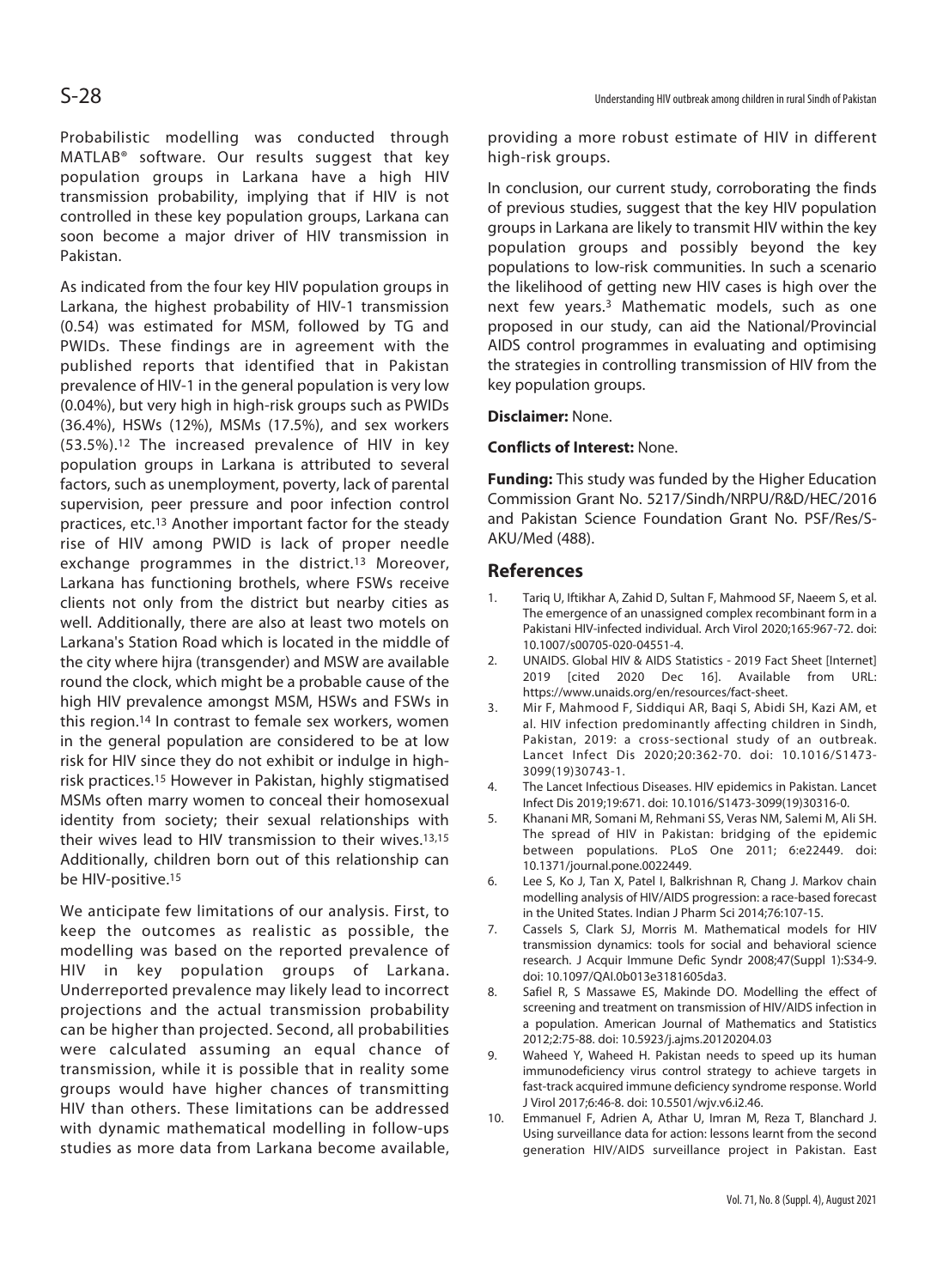Probabilistic modelling was conducted through MATLAB® software. Our results suggest that key population groups in Larkana have a high HIV transmission probability, implying that if HIV is not controlled in these key population groups, Larkana can soon become a major driver of HIV transmission in Pakistan.

As indicated from the four key HIV population groups in Larkana, the highest probability of HIV-1 transmission (0.54) was estimated for MSM, followed by TG and PWIDs. These findings are in agreement with the published reports that identified that in Pakistan prevalence of HIV-1 in the general population is very low (0.04%), but very high in high-risk groups such as PWIDs (36.4%), HSWs (12%), MSMs (17.5%), and sex workers (53.5%).[12] The increased prevalence of HIV in key population groups in Larkana is attributed to several factors, such as unemployment, poverty, lack of parental supervision, peer pressure and poor infection control practices, etc.[13] Another important factor for the steady rise of HIV among PWID is lack of proper needle exchange programmes in the district.[13] Moreover, Larkana has functioning brothels, where FSWs receive clients not only from the district but nearby cities as well. Additionally, there are also at least two motels on Larkana's Station Road which is located in the middle of the city where hijra (transgender) and MSW are available round the clock, which might be a probable cause of the high HIV prevalence amongst MSM, HSWs and FSWs in this region.[14] In contrast to female sex workers, women in the general population are considered to be at low risk for HIV since they do not exhibit or indulge in high-risk practices.[15] However in Pakistan, highly stigmatised MSMs often marry women to conceal their homosexual identity from society; their sexual relationships with their wives lead to HIV transmission to their wives.[13,15] Additionally, children born out of this relationship can be HIV-positive.[15]

We anticipate few limitations of our analysis. First, to keep the outcomes as realistic as possible, the modelling was based on the reported prevalence of HIV in key population groups of Larkana. Underreported prevalence may likely lead to incorrect projections and the actual transmission probability can be higher than projected. Second, all probabilities were calculated assuming an equal chance of transmission, while it is possible that in reality some groups would have higher chances of transmitting HIV than others. These limitations can be addressed with dynamic mathematical modelling in follow-ups studies as more data from Larkana become available, providing a more robust estimate of HIV in different high-risk groups.

In conclusion, our current study, corroborating the finds of previous studies, suggest that the key HIV population groups in Larkana are likely to transmit HIV within the key population groups and possibly beyond the key populations to low-risk communities. In such a scenario the likelihood of getting new HIV cases is high over the next few years.[3] Mathematic models, such as one proposed in our study, can aid the National/Provincial AIDS control programmes in evaluating and optimising the strategies in controlling transmission of HIV from the key population groups.

**Disclaimer:** None.

**Conflicts of Interest:** None.

**Funding:** This study was funded by the Higher Education Commission Grant No. 5217/Sindh/NRPU/R&D/HEC/2016 and Pakistan Science Foundation Grant No. PSF/Res/S-AKU/Med (488).

## References

1. Tariq U, Iftikhar A, Zahid D, Sultan F, Mahmood SF, Naeem S, et al. The emergence of an unassigned complex recombinant form in a Pakistani HIV-infected individual. Arch Virol 2020;165:967-72. doi: 10.1007/s00705-020-04551-4.
2. UNAIDS. Global HIV & AIDS Statistics - 2019 Fact Sheet [Internet] 2019 [cited 2020 Dec 16]. Available from URL: https://www.unaids.org/en/resources/fact-sheet.
3. Mir F, Mahmood F, Siddiqui AR, Baqi S, Abidi SH, Kazi AM, et al. HIV infection predominantly affecting children in Sindh, Pakistan, 2019: a cross-sectional study of an outbreak. Lancet Infect Dis 2020;20:362-70. doi: 10.1016/S1473-3099(19)30743-1.
4. The Lancet Infectious Diseases. HIV epidemics in Pakistan. Lancet Infect Dis 2019;19:671. doi: 10.1016/S1473-3099(19)30316-0.
5. Khanani MR, Somani M, Rehmani SS, Veras NM, Salemi M, Ali SH. The spread of HIV in Pakistan: bridging of the epidemic between populations. PLoS One 2011; 6:e22449. doi: 10.1371/journal.pone.0022449.
6. Lee S, Ko J, Tan X, Patel I, Balkrishnan R, Chang J. Markov chain modelling analysis of HIV/AIDS progression: a race-based forecast in the United States. Indian J Pharm Sci 2014;76:107-15.
7. Cassels S, Clark SJ, Morris M. Mathematical models for HIV transmission dynamics: tools for social and behavioral science research. J Acquir Immune Defic Syndr 2008;47(Suppl 1):S34-9. doi: 10.1097/QAI.0b013e3181605da3.
8. Safiel R, S Massawe ES, Makinde DO. Modelling the effect of screening and treatment on transmission of HIV/AIDS infection in a population. American Journal of Mathematics and Statistics 2012;2:75-88. doi: 10.5923/j.ajms.20120204.03
9. Waheed Y, Waheed H. Pakistan needs to speed up its human immunodeficiency virus control strategy to achieve targets in fast-track acquired immune deficiency syndrome response. World J Virol 2017;6:46-8. doi: 10.5501/wjv.v6.i2.46.
10. Emmanuel F, Adrien A, Athar U, Imran M, Reza T, Blanchard J. Using surveillance data for action: lessons learnt from the second generation HIV/AIDS surveillance project in Pakistan. East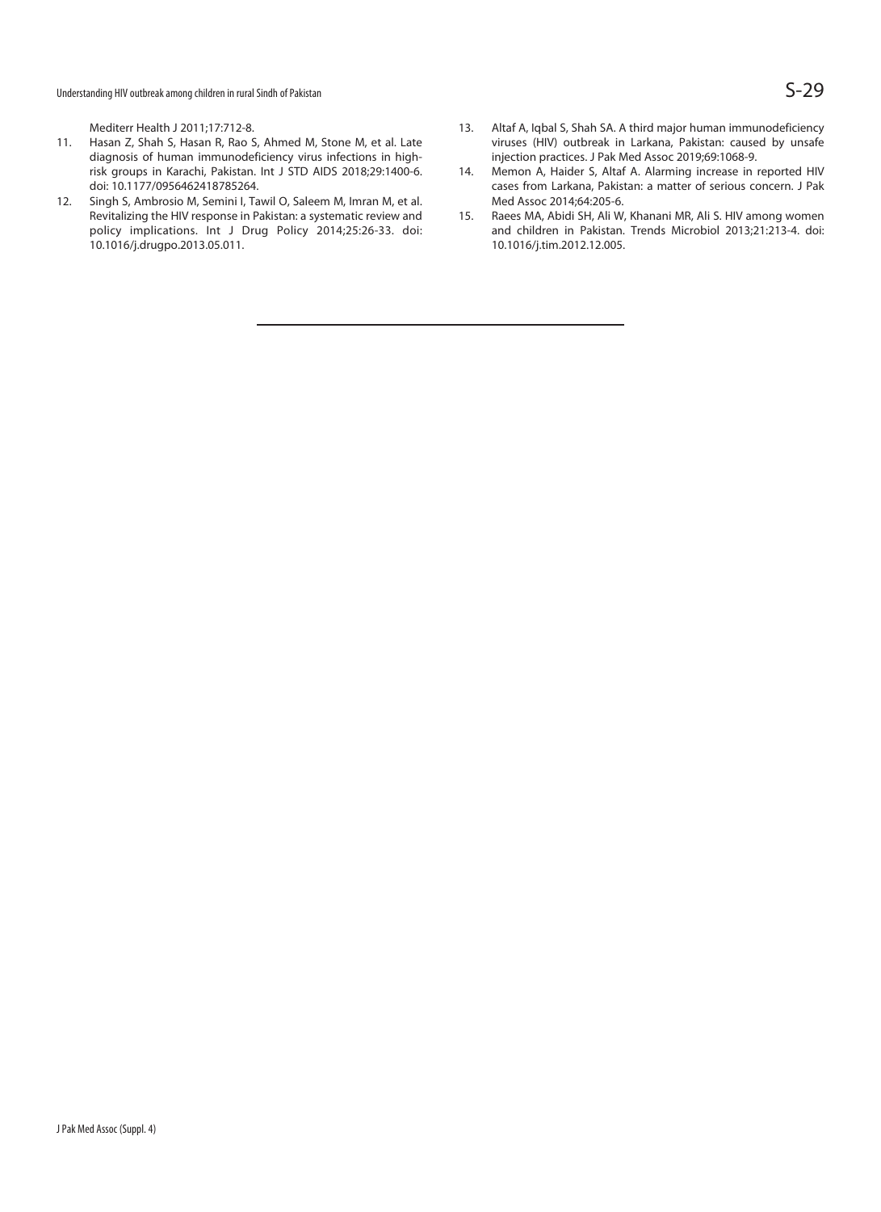Mediterr Health J 2011;17:712-8.

11. Hasan Z, Shah S, Hasan R, Rao S, Ahmed M, Stone M, et al. Late diagnosis of human immunodeficiency virus infections in high-risk groups in Karachi, Pakistan. Int J STD AIDS 2018;29:1400-6. doi: 10.1177/0956462418785264.
12. Singh S, Ambrosio M, Semini I, Tawil O, Saleem M, Imran M, et al. Revitalizing the HIV response in Pakistan: a systematic review and policy implications. Int J Drug Policy 2014;25:26-33. doi: 10.1016/j.drugpo.2013.05.011.
13. Altaf A, Iqbal S, Shah SA. A third major human immunodeficiency viruses (HIV) outbreak in Larkana, Pakistan: caused by unsafe injection practices. J Pak Med Assoc 2019;69:1068-9.
14. Memon A, Haider S, Altaf A. Alarming increase in reported HIV cases from Larkana, Pakistan: a matter of serious concern. J Pak Med Assoc 2014;64:205-6.
15. Raees MA, Abidi SH, Ali W, Khanani MR, Ali S. HIV among women and children in Pakistan. Trends Microbiol 2013;21:213-4. doi: 10.1016/j.tim.2012.12.005.